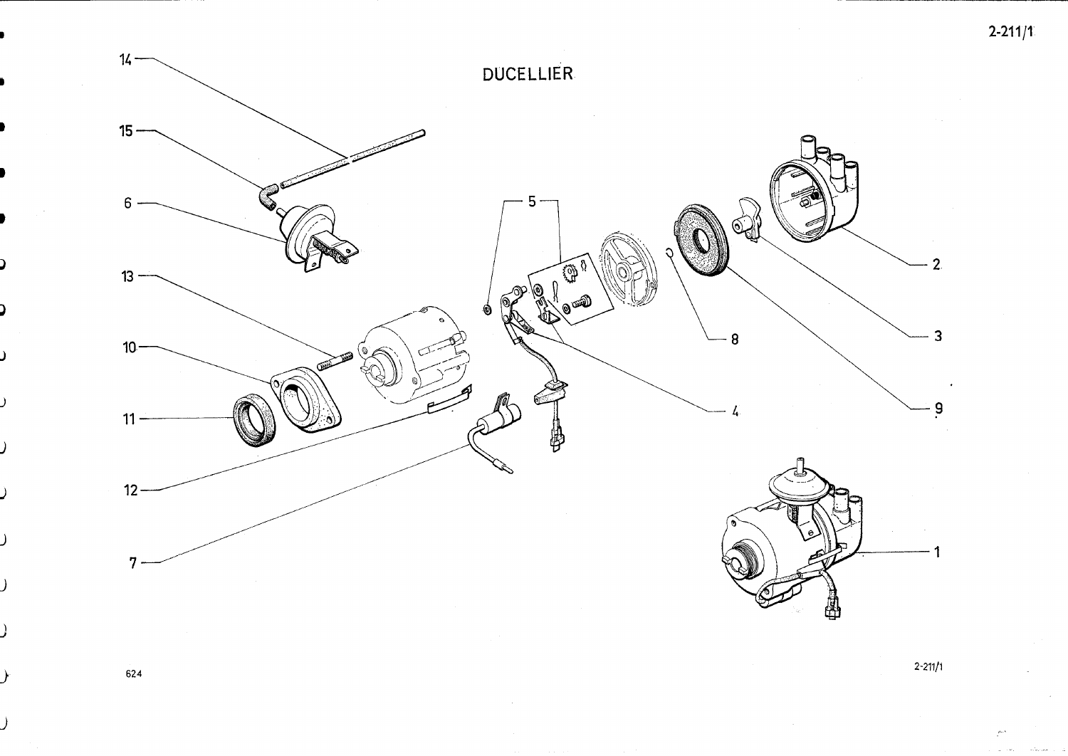# DUCELLIER

14

15

6

13

10

11

12

7

5

4

8

9

3

2

1

624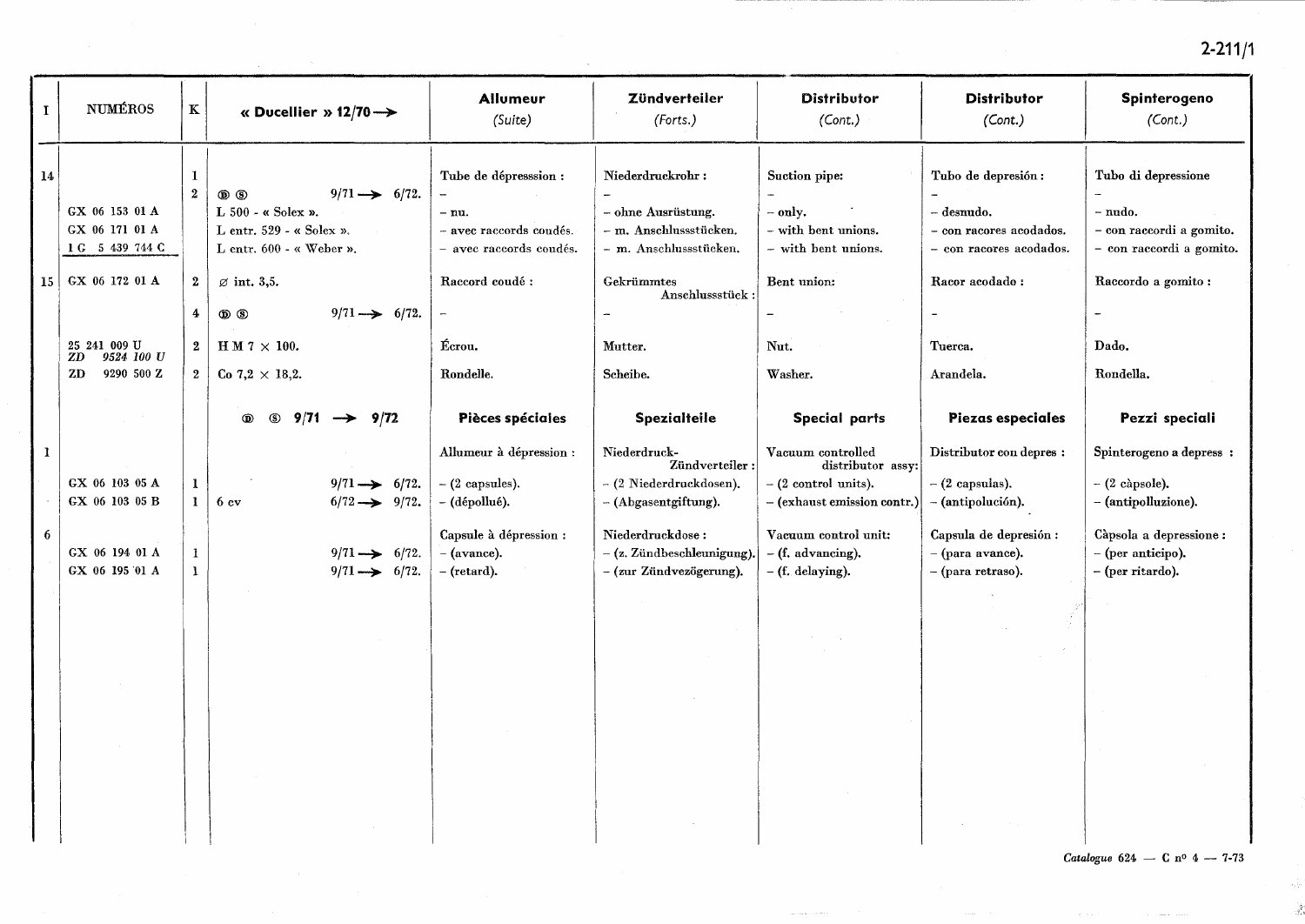| I | NUMÉROS | K | « Ducellier » 12/70 → | Allumeur (Suite) | Zündverteiler (Forts.) | Distributor (Cont.) | Distributor (Cont.) | Spinterogeno (Cont.) |
|---|---|---|---|---|---|---|---|---|
| 14 | | 1 | | Tube de dépresssion : | Niederdruckrohr : | Suction pipe: | Tubo de depresión : | Tubo di depressione |
| | | 2 | Ⓓ Ⓢ 9/71 → 6/72. | – | – | – | – | – |
| | GX 06 153 01 A | | L 500 - « Solex ». | – nu. | – ohne Ausrüstung. | – only. | – desnudo. | – nudo. |
| | GX 06 171 01 A | | L entr. 529 - « Solex ». | – avec raccords coudés. | – m. Anschlussstücken. | – with bent unions. | – con racores acodados. | – con raccordi a gomito. |
| | 1 G 5 439 744 C | | L entr. 600 - « Weber ». | – avec raccords coudés. | – m. Anschlussstücken. | – with bent unions. | – con racores acodados. | – con raccordi a gomito. |
| 15 | GX 06 172 01 A | 2 | ⌀ int. 3,5. | Raccord coudé : | Gekrümmtes Anschlussstück : | Bent union: | Racor acodado : | Raccordo a gomito : |
| | | 4 | Ⓓ Ⓢ 9/71 → 6/72. | – | – | – | – | – |
| | 25 241 009 U / ZD 9524 100 U | 2 | H M 7 × 100. | Écrou. | Mutter. | Nut. | Tuerca. | Dado. |
| | ZD 9290 500 Z | 2 | Co 7,2 × 18,2. | Rondelle. | Scheibe. | Washer. | Arandela. | Rondella. |
| | | | **Ⓓ Ⓢ 9/71 → 9/72** | **Pièces spéciales** | **Spezialteile** | **Special parts** | **Piezas especiales** | **Pezzi speciali** |
| 1 | | | | Allumeur à dépression : | Niederdruck-Zündverteiler : | Vacuum controlled distributor assy: | Distributor con depres : | Spinterogeno a depress : |
| | GX 06 103 05 A | 1 | 9/71 → 6/72. | – (2 capsules). | – (2 Niederdruckdosen). | – (2 control units). | – (2 capsulas). | – (2 càpsole). |
| | GX 06 103 05 B | 1 | 6 cv 6/72 → 9/72. | – (dépollué). | – (Abgasentgiftung). | – (exhaust emission contr.) | – (antipolución). | – (antipolluzione). |
| 6 | | | | Capsule à dépression : | Niederdruckdose : | Vacuum control unit: | Capsula de depresión : | Càpsola a depressione : |
| | GX 06 194 01 A | 1 | 9/71 → 6/72. | – (avance). | – (z. Zündbeschleunigung). | – (f. advancing). | – (para avance). | – (per anticipo). |
| | GX 06 195 01 A | 1 | 9/71 → 6/72. | – (retard). | – (zur Zündvezögerung). | – (f. delaying). | – (para retraso). | – (per ritardo). |

*Catalogue* 624 — C n° 4 — 7-73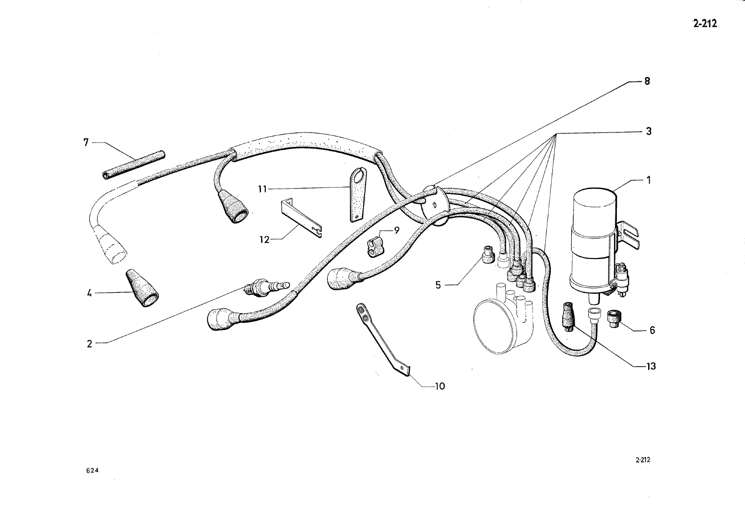8

3

7

1

11

9

12

5

4

6

2

13

10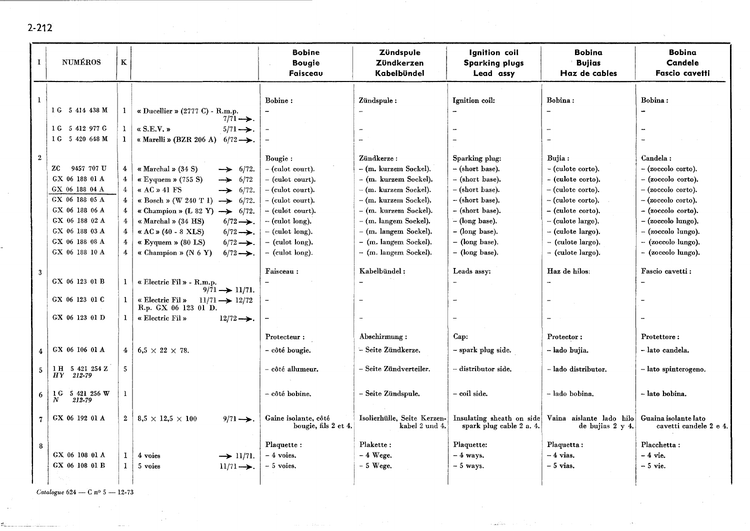| I | NUMÉROS | K | | Bobine Bougie Faisceau | Zündspule Zündkerzen Kabelbündel | Ignition coil Sparking plugs Lead assy | Bobina Bujias Haz de cables | Bobina Candele Fascio cavetti |
|---|---|---|---|---|---|---|---|---|
| 1 | | | | Bobine : | Zündspule : | Ignition coil: | Bobina : | Bobina : |
| | 1 G 5 414 438 M | 1 | « Ducellier » (2777 C) - R.m.p. 7/71 →. | – | – | – | – | – |
| | 1 G 5 412 977 G | 1 | « S.E.V. » 5/71 →. | – | – | – | – | – |
| | 1 G 5 420 648 M | 1 | « Marelli » (BZR 206 A) 6/72 →. | – | – | – | – | – |
| 2 | | | | Bougie : | Zündkerze : | Sparking plug: | Bujia : | Candela : |
| | ZC 9457 707 U | 4 | « Marchal » (34 S) → 6/72. | – (culot court). | – (m. kurzem Sockel). | – (short base). | – (culote corto). | – (zoccolo corto). |
| | GX 06 188 01 A | 4 | « Eyquem » (755 S) → 6/72 | – (culot court). | – (m. kurzem Sockel). | – (short base). | – (culote corto). | – (zoccolo corto). |
| | GX 06 188 04 A | 4 | « AC » 41 FS → 6/72. | – (culot court). | – (m. kurzem Sockel). | – (short base). | – (culote corto). | – (zoccolo corto). |
| | GX 06 188 05 A | 4 | « Bosch » (W 240 T 1) → 6/72. | – (culot court). | – (m. kurzem Sockel). | – (short base). | – (culote corto). | – (zoccolo corto). |
| | GX 06 188 06 A | 4 | « Champion » (L 82 Y) → 6/72. | – (culot court). | – (m. kurzem Sockel). | – (short base). | – (culote corto). | – (zoccolo corto). |
| | GX 06 188 02 A | 4 | « Marchal » (34 HS) 6/72 →. | – (culot long). | – (m. langem Sockel). | – (long base). | – (culote largo). | – (zoccolo lungo). |
| | GX 06 188 03 A | 4 | « AC » (40 - 8 XLS) 6/72 →. | – (culot long). | – (m. langem Sockel). | – (long base). | – (culote largo). | – (zoccolo lungo). |
| | GX 06 188 08 A | 4 | « Eyquem » (80 LS) 6/72 →. | – (culot long). | – (m. langem Sockel). | – (long base). | – (culote largo). | – (zoccolo lungo). |
| | GX 06 188 10 A | 4 | « Champion » (N 6 Y) 6/72 →. | – (culot long). | – (m. langem Sockel). | – (long base). | – (culote largo). | – (zoccolo lungo). |
| 3 | | | | Faisceau : | Kabelbündel : | Leads assy: | Haz de hilos: | Fascio cavetti : |
| | GX 06 123 01 B | 1 | « Electric Fil » - R.m.p. 9/71 → 11/71. | – | – | – | – | – |
| | GX 06 123 01 C | 1 | « Electric Fil » 11/71 → 12/72 R.p. GX 06 123 01 D. | – | – | – | – | – |
| | GX 06 123 01 D | 1 | « Electric Fil » 12/72 →. | – | – | – | – | – |
| | | | | Protecteur : | Abschirmung : | Cap: | Protector : | Protettore : |
| 4 | GX 06 106 01 A | 4 | 6,5 × 22 × 78. | – côté bougie. | – Seite Zündkerze. | – spark plug side. | – lado bujia. | – lato candela. |
| 5 | 1 H 5 421 254 Z *HY 212-79* | 5 | | – côté allumeur. | – Seite Zündverteiler. | – distributor side. | – lado distributor. | – lato spinterogeno. |
| 6 | 1 G 5 421 256 W *N 212-79* | 1 | | – côté bobine. | – Seite Zündspule. | – coil side. | – lado bobina. | – lato bobina. |
| 7 | GX 06 192 01 A | 2 | 8,5 × 12,5 × 100 9/71 →. | Gaine isolante, côté bougie, fils 2 et 4. | Isolierhülle, Seite Kerzen-kabel 2 und 4. | Insulating sheath on side spark plug cable 2 a. 4. | Vaina aislante lado hilo de bujias 2 y 4. | Guaina isolante lato cavetti candele 2 e 4. |
| 8 | | | | Plaquette : | Plakette : | Plaquette: | Plaquetta : | Placchetta : |
| | GX 06 108 01 A | 1 | 4 voies → 11/71. | – 4 voies. | – 4 Wege. | – 4 ways. | – 4 vias. | – 4 vie. |
| | GX 06 108 01 B | 1 | 5 voies 11/71 →. | – 5 voies. | – 5 Wege. | – 5 ways. | – 5 vias. | – 5 vie. |

*Catalogue* 624 — C n° 5 — 12-73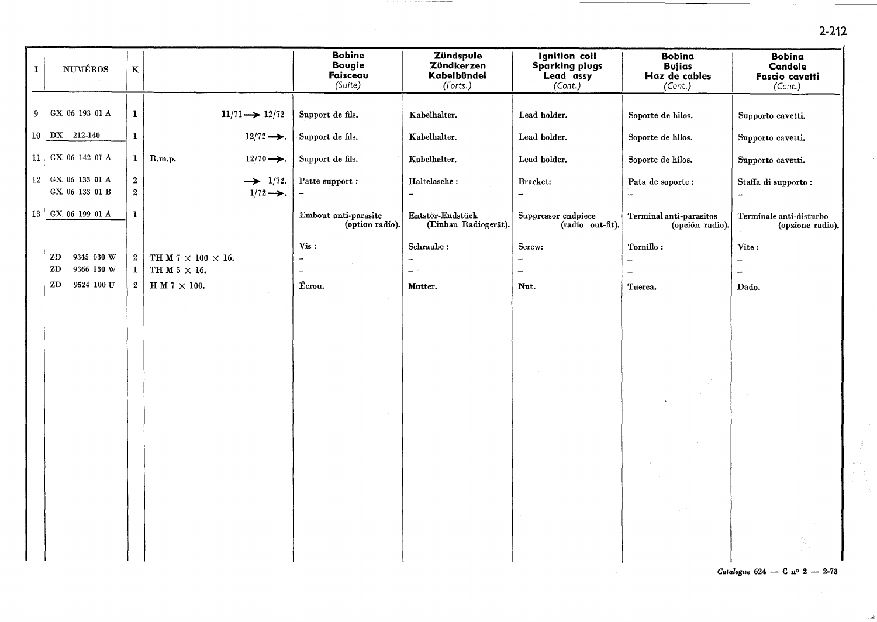| I | NUMÉROS | K | | Bobine Bougie Faisceau *(Suite)* | Zündspule Zündkerzen Kabelbündel *(Forts.)* | Ignition coil Sparking plugs Lead assy *(Cont.)* | Bobina Bujias Haz de cables *(Cont.)* | Bobina Candele Fascio cavetti *(Cont.)* |
|---|---|---|---|---|---|---|---|---|
| 9 | GX 06 193 01 A | 1 | 11/71 ⟶ 12/72 | Support de fils. | Kabelhalter. | Lead holder. | Soporte de hilos. | Supporto cavetti. |
| 10 | DX 212-140 | 1 | 12/72 ⟶. | Support de fils. | Kabelhalter. | Lead holder. | Soporte de hilos. | Supporto cavetti. |
| 11 | GX 06 142 01 A | 1 | R.m.p. 12/70 ⟶. | Support de fils. | Kabelhalter. | Lead holder. | Soporte de hilos. | Supporto cavetti. |
| 12 | GX 06 133 01 A | 2 | ⟶ 1/72. | Patte support : | Haltelasche : | Bracket: | Pata de soporte : | Staffa di supporto : |
| | GX 06 133 01 B | 2 | 1/72 ⟶. | – | – | – | – | – |
| 13 | GX 06 199 01 A | 1 | | Embout anti-parasite (option radio). | Entstör-Endstück (Einbau Radiogerät). | Suppressor endpiece (radio out-fit). | Terminal anti-parasitos (opción radio). | Terminale anti-disturbo (opzione radio). |
| | | | | Vis : | Schraube : | Screw: | Tornillo : | Vite : |
| | ZD 9345 030 W | 2 | TH M 7 × 100 × 16. | – | – | – | – | – |
| | ZD 9366 130 W | 1 | TH M 5 × 16. | – | – | – | – | – |
| | ZD 9524 100 U | 2 | H M 7 × 100. | Écrou. | Mutter. | Nut. | Tuerca. | Dado. |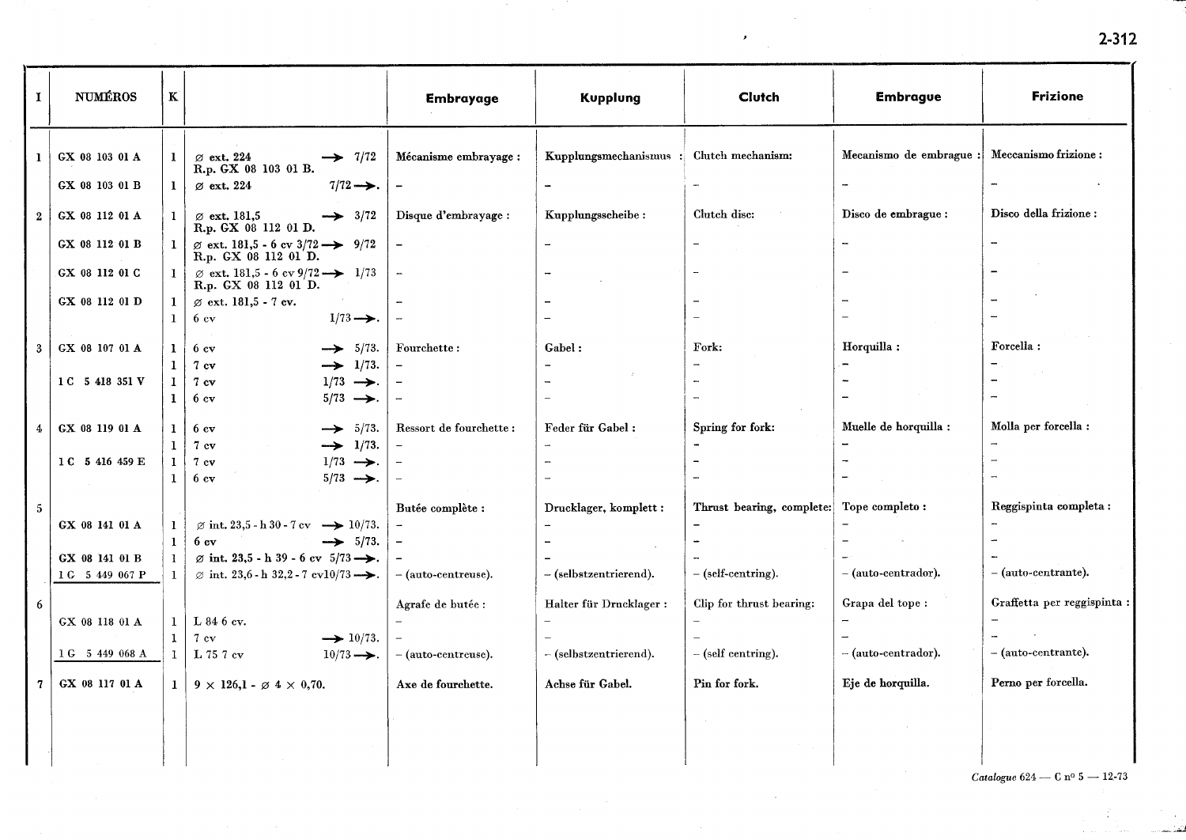| I | NUMÉROS | K | | Embrayage | Kupplung | Clutch | Embrague | Frizione |
|---|---|---|---|---|---|---|---|---|
| 1 | GX 08 103 01 A | 1 | ⌀ ext. 224 → 7/72<br>R.p. GX 08 103 01 B. | Mécanisme embrayage : | Kupplungsmechanismus : | Clutch mechanism: | Mecanismo de embrague : | Meccanismo frizione : |
| | GX 08 103 01 B | 1 | ⌀ ext. 224 7/72 →. | – | – | – | – | – |
| 2 | GX 08 112 01 A | 1 | ⌀ ext. 181,5 → 3/72<br>R.p. GX 08 112 01 D. | Disque d'embrayage : | Kupplungsscheibe : | Clutch disc: | Disco de embrague : | Disco della frizione : |
| | GX 08 112 01 B | 1 | ⌀ ext. 181,5 - 6 cv 3/72 → 9/72<br>R.p. GX 08 112 01 D. | – | – | – | – | – |
| | GX 08 112 01 C | 1 | ⌀ ext. 181,5 - 6 cv 9/72 → 1/73<br>R.p. GX 08 112 01 D. | – | – | – | – | – |
| | GX 08 112 01 D | 1 | ⌀ ext. 181,5 - 7 cv. | – | – | – | – | – |
| | | 1 | 6 cv 1/73 →. | – | – | – | – | – |
| 3 | GX 08 107 01 A | 1 | 6 cv → 5/73. | Fourchette : | Gabel : | Fork: | Horquilla : | Forcella : |
| | | 1 | 7 cv → 1/73. | – | – | – | – | – |
| | 1 C 5 418 351 V | 1 | 7 cv 1/73 →. | – | – | – | – | – |
| | | 1 | 6 cv 5/73 →. | – | – | – | – | – |
| 4 | GX 08 119 01 A | 1 | 6 cv → 5/73. | Ressort de fourchette : | Feder für Gabel : | Spring for fork: | Muelle de horquilla : | Molla per forcella : |
| | | 1 | 7 cv → 1/73. | – | – | – | – | – |
| | 1 C 5 416 459 E | 1 | 7 cv 1/73 →. | – | – | – | – | – |
| | | 1 | 6 cv 5/73 →. | – | – | – | – | – |
| 5 | | | | Butée complète : | Drucklager, komplett : | Thrust bearing, complete: | Tope completo : | Reggispinta completa : |
| | GX 08 141 01 A | 1 | ⌀ int. 23,5 - h 30 - 7 cv → 10/73. | – | – | – | – | – |
| | | 1 | 6 cv → 5/73. | – | – | – | – | – |
| | GX 08 141 01 B | 1 | ⌀ int. 23,5 - h 39 - 6 cv 5/73 →. | – | – | – | – | – |
| | 1 C 5 449 067 P | 1 | ⌀ int. 23,6 - h 32,2 - 7 cv 10/73 →. | – (auto-centreuse). | – (selbstzentrierend). | – (self-centring). | – (auto-centrador). | – (auto-centrante). |
| 6 | | | | Agrafe de butée : | Halter für Drucklager : | Clip for thrust bearing: | Grapa del tope : | Graffetta per reggispinta : |
| | GX 08 118 01 A | 1 | L 84 6 cv. | – | – | – | – | – |
| | | 1 | 7 cv → 10/73. | – | – | – | – | – |
| | 1 G 5 449 068 A | 1 | L 75 7 cv 10/73 →. | – (auto-centreuse). | – (selbstzentrierend). | – (self centring). | – (auto-centrador). | – (auto-centrante). |
| 7 | GX 08 117 01 A | 1 | 9 × 126,1 - ⌀ 4 × 0,70. | Axe de fourchette. | Achse für Gabel. | Pin for fork. | Eje de horquilla. | Perno per forcella. |

*Catalogue* 624 — C nº 5 — 12-73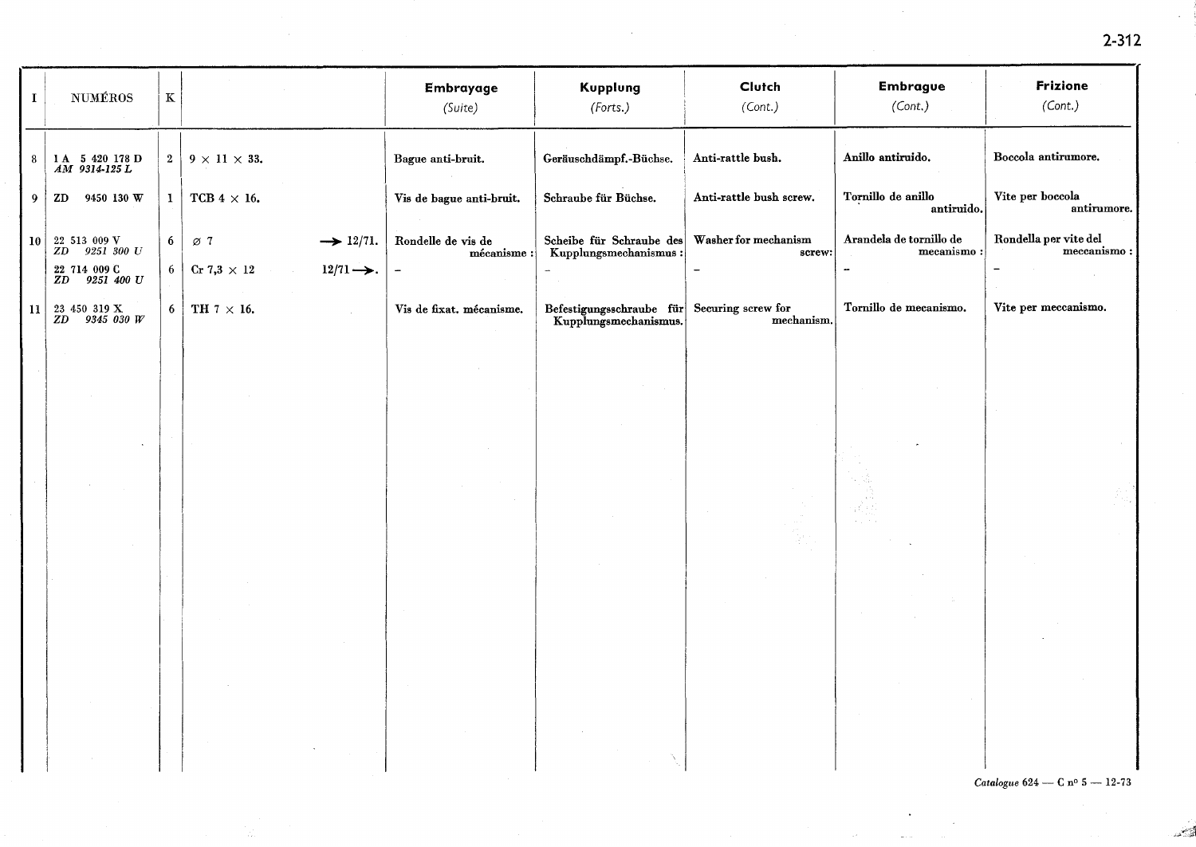| I | NUMÉROS | K | | | Embrayage *(Suite)* | Kupplung *(Forts.)* | Clutch *(Cont.)* | Embrague *(Cont.)* | Frizione *(Cont.)* |
|---|---|---|---|---|---|---|---|---|---|
| 8 | 1 A 5 420 178 D *AM 9314-125 L* | 2 | 9 × 11 × 33. | | Bague anti-bruit. | Geräuschdämpf.-Büchse. | Anti-rattle bush. | Anillo antiruido. | Boccola antirumore. |
| 9 | ZD 9450 130 W | 1 | TCB 4 × 16. | | Vis de bague anti-bruit. | Schraube für Büchse. | Anti-rattle bush screw. | Tornillo de anillo antiruido. | Vite per boccola antirumore. |
| 10 | 22 513 009 V *ZD 9251 300 U* | 6 | ⌀ 7 | → 12/71. | Rondelle de vis de mécanisme : | Scheibe für Schraube des Kupplungsmechanismus : | Washer for mechanism screw: | Arandela de tornillo de mecanismo : | Rondella per vite del meccanismo : |
| | 22 714 009 C *ZD 9251 400 U* | 6 | Cr 7,3 × 12 | 12/71 →. | – | – | – | – | – |
| 11 | 23 450 319 X *ZD 9345 030 W* | 6 | TH 7 × 16. | | Vis de fixat. mécanisme. | Befestigungsschraube für Kupplungsmechanismus. | Securing screw for mechanism. | Tornillo de mecanismo. | Vite per meccanismo. |

*Catalogue* 624 — C n° 5 — 12-73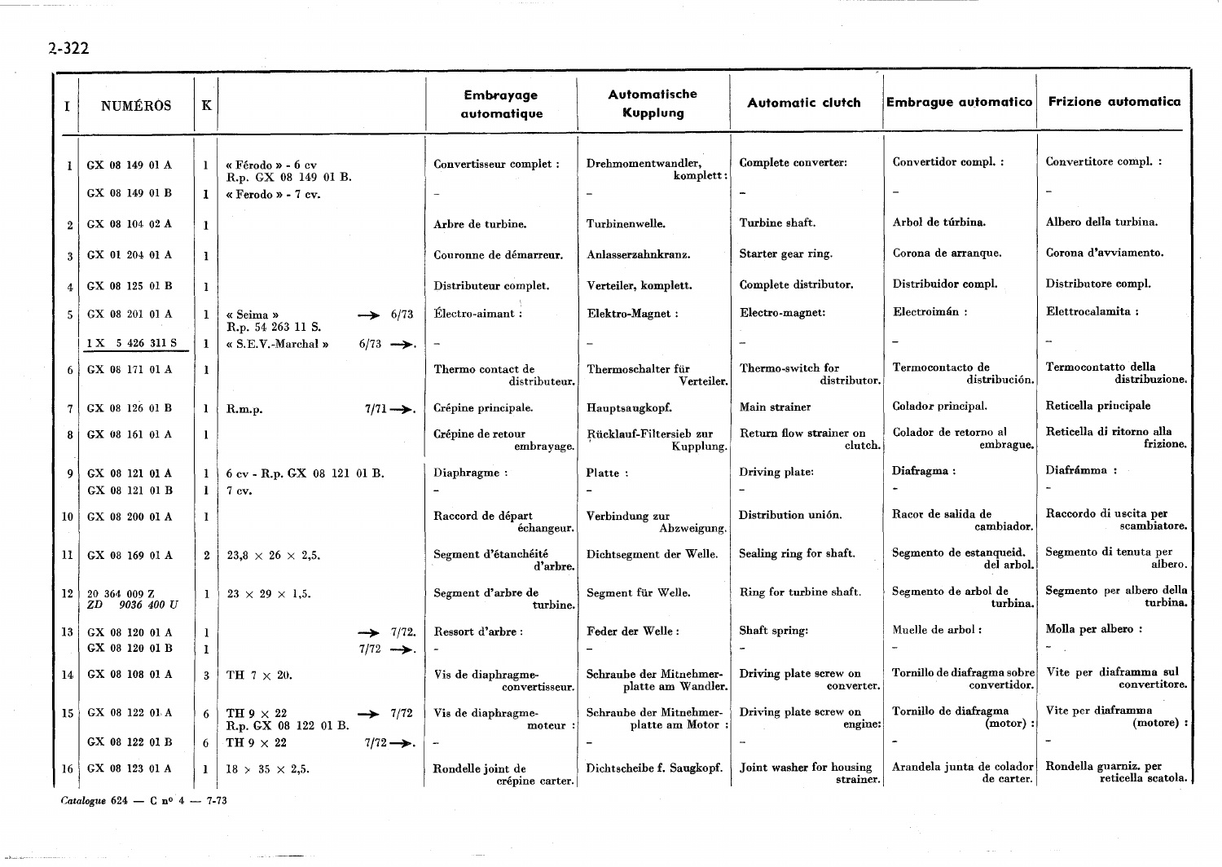| I | NUMÉROS | K | | Embrayage automatique | Automatische Kupplung | Automatic clutch | Embrague automatico | Frizione automatica |
|---|---|---|---|---|---|---|---|---|
| 1 | GX 08 149 01 A | 1 | « Férodo » - 6 cv R.p. GX 08 149 01 B. | Convertisseur complet : | Drehmomentwandler, komplett : | Complete converter: | Convertidor compl. : | Convertitore compl. : |
| | GX 08 149 01 B | 1 | « Ferodo » - 7 cv. | – | – | – | – | – |
| 2 | GX 08 104 02 A | 1 | | Arbre de turbine. | Turbinenwelle. | Turbine shaft. | Arbol de túrbina. | Albero della turbina. |
| 3 | GX 01 204 01 A | 1 | | Couronne de démarreur. | Anlasserzahnkranz. | Starter gear ring. | Corona de arranque. | Corona d'avviamento. |
| 4 | GX 08 125 01 B | 1 | | Distributeur complet. | Verteiler, komplett. | Complete distributor. | Distribuidor compl. | Distributore compl. |
| 5 | GX 08 201 01 A | 1 | « Seima » → 6/73 R.p. 54 263 11 S. | Électro-aimant : | Elektro-Magnet : | Electro-magnet: | Electroimán : | Elettrocalamita : |
| | 1 X 5 426 311 S | 1 | « S.E.V.-Marchal » 6/73 →. | – | – | – | – | – |
| 6 | GX 08 171 01 A | 1 | | Thermo contact de distributeur. | Thermoschalter für Verteiler. | Thermo-switch for distributor. | Termocontacto de distribución. | Termocontatto della distribuzione. |
| 7 | GX 08 126 01 B | 1 | R.m.p. 7/71 →. | Crépine principale. | Hauptsaugkopf. | Main strainer | Colador principal. | Reticella principale |
| 8 | GX 08 161 01 A | 1 | | Crépine de retour embrayage. | Rücklauf-Filtersieb zur Kupplung. | Return flow strainer on clutch. | Colador de retorno al embrague. | Reticella di ritorno alla frizione. |
| 9 | GX 08 121 01 A | 1 | 6 cv - R.p. GX 08 121 01 B. | Diaphragme : | Platte : | Driving plate: | Diafragma : | Diafrámma : |
| | GX 08 121 01 B | 1 | 7 cv. | – | – | – | – | – |
| 10 | GX 08 200 01 A | 1 | | Raccord de départ échangeur. | Verbindung zur Abzweigung. | Distribution unión. | Racor de salida de cambiador. | Raccordo di uscita per scambiatore. |
| 11 | GX 08 169 01 A | 2 | 23,8 × 26 × 2,5. | Segment d'étanchéité d'arbre. | Dichtsegment der Welle. | Sealing ring for shaft. | Segmento de estanqueid. del arbol. | Segmento di tenuta per albero. |
| 12 | 20 364 009 Z *ZD 9036 400 U* | 1 | 23 × 29 × 1,5. | Segment d'arbre de turbine. | Segment für Welle. | Ring for turbine shaft. | Segmento de arbol de turbina. | Segmento per albero della turbina. |
| 13 | GX 08 120 01 A | 1 | → 7/72. | Ressort d'arbre : | Feder der Welle : | Shaft spring: | Muelle de arbol : | Molla per albero : |
| | GX 08 120 01 B | 1 | 7/72 →. | – | – | – | – | – |
| 14 | GX 08 108 01 A | 3 | TH 7 × 20. | Vis de diaphragme-convertisseur. | Schraube der Mitnehmer-platte am Wandler. | Driving plate screw on converter. | Tornillo de diafragma sobre convertidor. | Vite per diaframma sul convertitore. |
| 15 | GX 08 122 01 A | 6 | TH 9 × 22 → 7/72 R.p. GX 08 122 01 B. | Vis de diaphragme-moteur : | Schraube der Mitnehmer-platte am Motor : | Driving plate screw on engine: | Tornillo de diafragma (motor) : | Vite per diaframma (motore) : |
| | GX 08 122 01 B | 6 | TH 9 × 22 7/72 →. | – | – | – | – | – |
| 16 | GX 08 123 01 A | 1 | 18 × 35 × 2,5. | Rondelle joint de crépine carter. | Dichtscheibe f. Saugkopf. | Joint washer for housing strainer. | Arandela junta de colador de carter. | Rondella guarniz. per reticella scatola. |

*Catalogue 624 — C n° 4 — 7-73*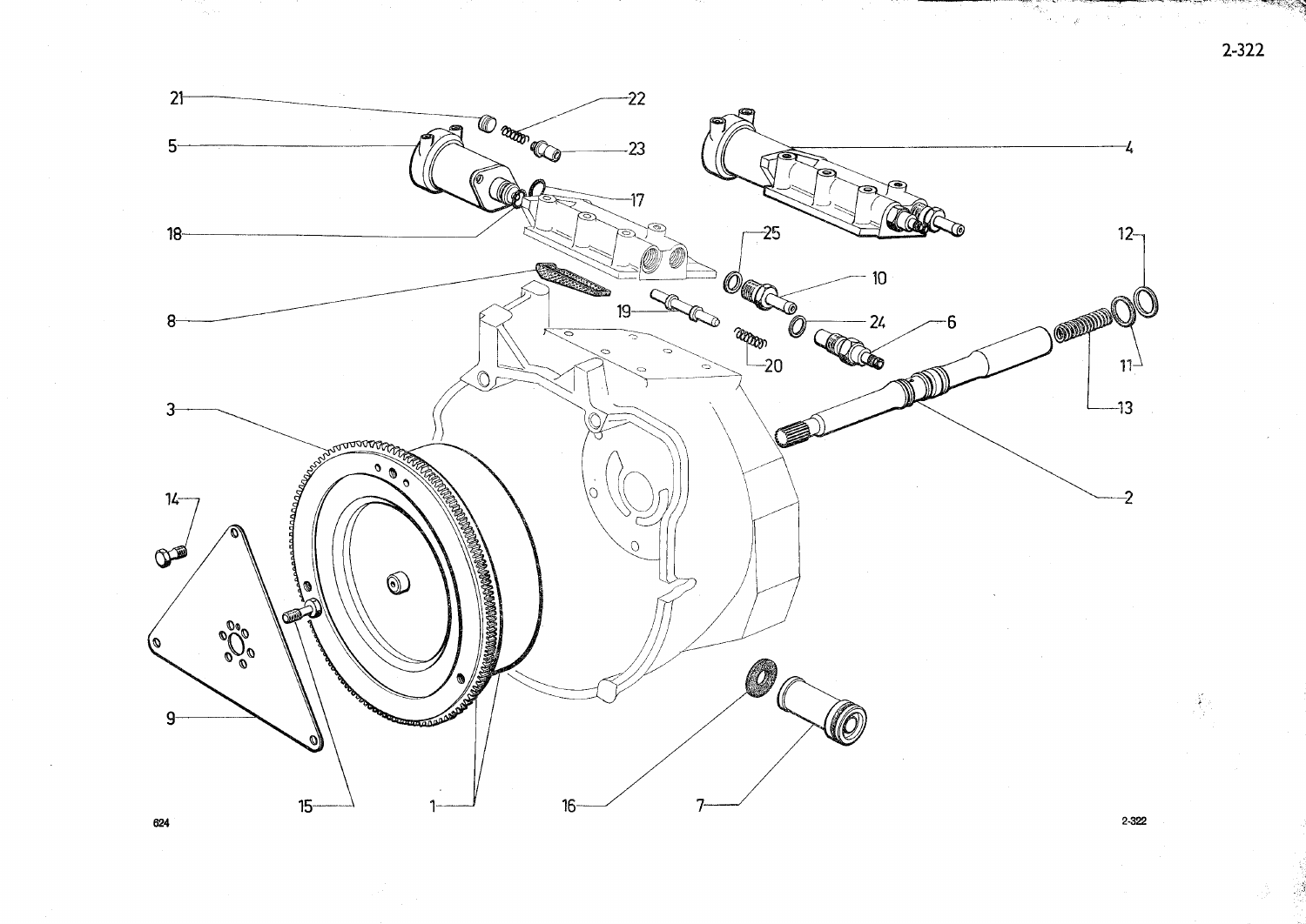21

22

5

23

4

17

18

25

12

10

8

19

24

6

20

11

13

3

2

14

9

15

1

16

7

624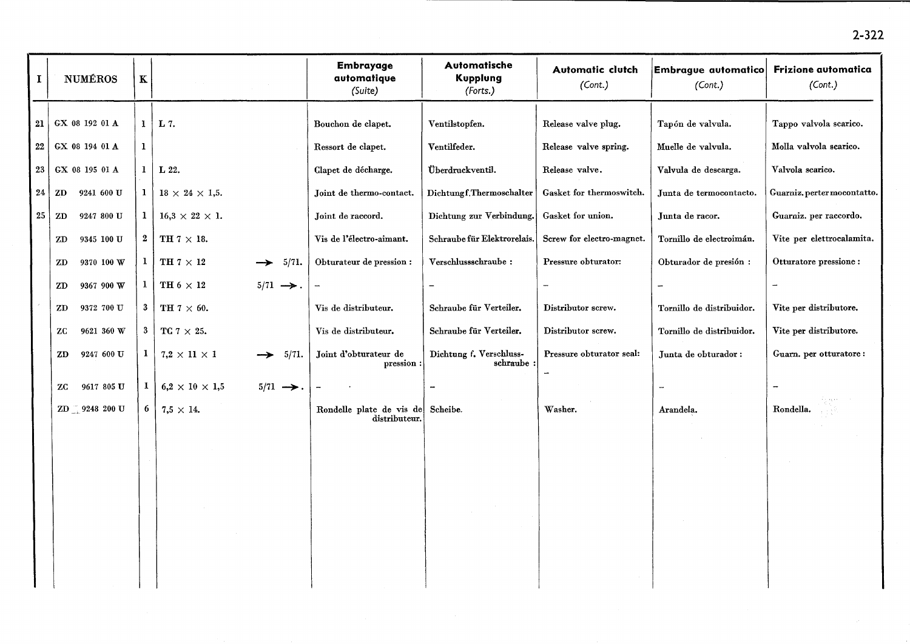| I | NUMÉROS | K | | | Embrayage automatique *(Suite)* | Automatische Kupplung *(Forts.)* | Automatic clutch *(Cont.)* | Embrague automatico *(Cont.)* | Frizione automatica *(Cont.)* |
|---|---|---|---|---|---|---|---|---|---|
| 21 | GX 08 192 01 A | 1 | L 7. | | Bouchon de clapet. | Ventilstopfen. | Release valve plug. | Tapón de valvula. | Tappo valvola scarico. |
| 22 | GX 08 194 01 A | 1 | | | Ressort de clapet. | Ventilfeder. | Release valve spring. | Muelle de valvula. | Molla valvola scarico. |
| 23 | GX 08 195 01 A | 1 | L 22. | | Clapet de décharge. | Überdruckventil. | Release valve. | Valvula de descarga. | Valvola scarico. |
| 24 | ZD 9241 600 U | 1 | 18 × 24 × 1,5. | | Joint de thermo-contact. | Dichtung f. Thermoschalter | Gasket for thermoswitch. | Junta de termocontacto. | Guarniz. per termocontatto. |
| 25 | ZD 9247 800 U | 1 | 16,3 × 22 × 1. | | Joint de raccord. | Dichtung zur Verbindung. | Gasket for union. | Junta de racor. | Guarniz. per raccordo. |
| | ZD 9345 100 U | 2 | TH 7 × 18. | | Vis de l'électro-aimant. | Schraube für Elektrorelais. | Screw for electro-magnet. | Tornillo de electroimán. | Vite per elettrocalamita. |
| | ZD 9370 100 W | 1 | TH 7 × 12 | → 5/71. | Obturateur de pression : | Verschlussschraube : | Pressure obturator: | Obturador de presión : | Otturatore pressione : |
| | ZD 9367 900 W | 1 | TH 6 × 12 | 5/71 →. | – | – | – | – | – |
| | ZD 9372 700 U | 3 | TH 7 × 60. | | Vis de distributeur. | Schraube für Verteiler. | Distributor screw. | Tornillo de distribuidor. | Vite per distributore. |
| | ZC 9621 360 W | 3 | TC 7 × 25. | | Vis de distributeur. | Schraube für Verteiler. | Distributor screw. | Tornillo de distribuidor. | Vite per distributore. |
| | ZD 9247 600 U | 1 | 7,2 × 11 × 1 | → 5/71. | Joint d'obturateur de pression : | Dichtung f. Verschluss-schraube : | Pressure obturator seal: | Junta de obturador : | Guarn. per otturatore : |
| | ZC 9617 805 U | 1 | 6,2 × 10 × 1,5 | 5/71 →. | – | – | – | – | – |
| | ZD 9248 200 U | 6 | 7,5 × 14. | | Rondelle plate de vis de distributeur. | Scheibe. | Washer. | Arandela. | Rondella. |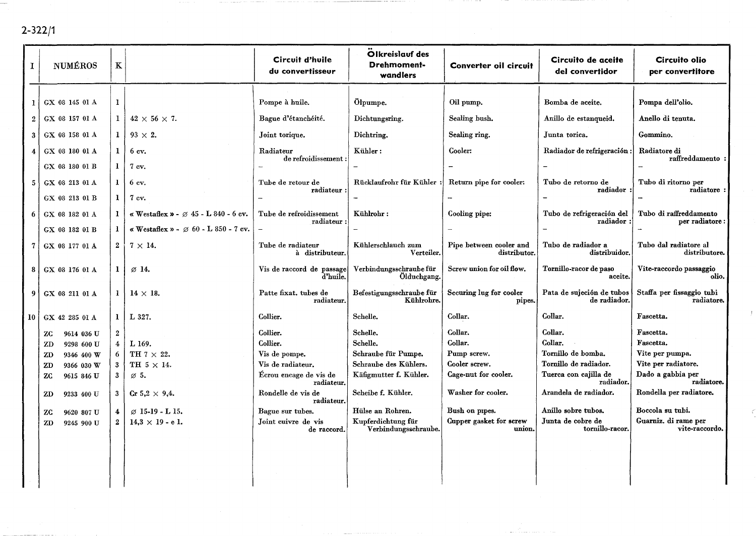2-322/1

| I | NUMÉROS | K | | Circuit d'huile du convertisseur | Ölkreislauf des Drehmoment-wandlers | Converter oil circuit | Circuito de aceite del convertidor | Circuito olio per convertitore |
|---|---|---|---|---|---|---|---|---|
| 1 | GX 08 145 01 A | 1 | | Pompe à huile. | Ölpumpe. | Oil pump. | Bomba de aceite. | Pompa dell'olio. |
| 2 | GX 08 157 01 A | 1 | 42 × 56 × 7. | Bague d'étanchéité. | Dichtungsring. | Sealing bush. | Anillo de estanqueid. | Anello di tenuta. |
| 3 | GX 08 158 01 A | 1 | 93 × 2. | Joint torique. | Dichtring. | Sealing ring. | Junta torica. | Gommino. |
| 4 | GX 08 180 01 A | 1 | 6 cv. | Radiateur de refroidissement : | Kühler : | Cooler: | Radiador de refrigeración : | Radiatore di raffreddamento : |
| | GX 08 180 01 B | 1 | 7 cv. | – | – | – | – | – |
| 5 | GX 08 213 01 A | 1 | 6 cv. | Tube de retour de radiateur : | Rücklaufrohr für Kühler : | Return pipe for cooler: | Tubo de retorno de radiador : | Tubo di ritorno per radiatore : |
| | GX 08 213 01 B | 1 | 7 cv. | – | – | – | – | – |
| 6 | GX 08 182 01 A | 1 | « Westaflex » - ⌀ 45 - L 840 - 6 cv. | Tube de refroidissement radiateur : | Kühlrohr : | Cooling pipe: | Tubo de refrigeración del radiador : | Tubo di raffreddamento per radiatore : |
| | GX 08 182 01 B | 1 | « Westaflex » - ⌀ 60 - L 850 - 7 cv. | – | – | – | – | – |
| 7 | GX 08 177 01 A | 2 | 7 × 14. | Tube de radiateur à distributeur. | Kühlerschlauch zum Verteiler. | Pipe between cooler and distributor. | Tubo de radiador a distribuidor. | Tubo dal radiatore al distributore. |
| 8 | GX 08 176 01 A | 1 | ⌀ 14. | Vis de raccord de passage d'huile. | Verbindungsschraube für Ölduchgang. | Screw union for oil flow. | Tornillo-racor de paso aceite. | Vite-raccordo passaggio olio. |
| 9 | GX 08 211 01 A | 1 | 14 × 18. | Patte fixat. tubes de radiateur. | Befestigungsschraube für Kühlrohre. | Securing lug for cooler pipes. | Pata de sujeción de tubos de radiador. | Staffa per fissaggio tubi radiatore. |
| 10 | GX 42 285 01 A | 1 | L 327. | Collier. | Schelle. | Collar. | Collar. | Fascetta. |
| | ZC 9614 036 U | 2 | | Collier. | Schelle. | Collar. | Collar. | Fascetta. |
| | ZD 9298 600 U | 4 | L 169. | Collier. | Schelle. | Collar. | Collar. | Fascetta. |
| | ZD 9346 400 W | 6 | TH 7 × 22. | Vis de pompe. | Schraube für Pumpe. | Pump screw. | Tornillo de bomba. | Vite per pumpa. |
| | ZD 9366 030 W | 3 | TH 5 × 14. | Vis de radiateur. | Schraube des Kühlers. | Cooler screw. | Tornillo de radiador. | Vite per radiatore. |
| | ZC 9615 846 U | 3 | ⌀ 5. | Écrou encage de vis de radiateur. | Käfigmutter f. Kühler. | Cage-nut for cooler. | Tuerca con cajilla de radiador. | Dado a gabbia per radiatore. |
| | ZD 9233 400 U | 3 | Cr 5,2 × 9,4. | Rondelle de vis de radiateur. | Scheibe f. Kühler. | Washer for cooler. | Arandela de radiador. | Rondella per radiatore. |
| | ZC 9620 807 U | 4 | ⌀ 15-19 - L 15. | Bague sur tubes. | Hülse an Rohren. | Bush on pipes. | Anillo sobre tubos. | Boccola su tubi. |
| | ZD 9245 900 U | 2 | 14,3 × 19 - e 1. | Joint cuivre de vis de raccord. | Kupferdichtung für Verbindungsschraube. | Cupper gasket for screw union. | Junta de cobre de tornillo-racor. | Guarniz. di rame per vite-raccordo. |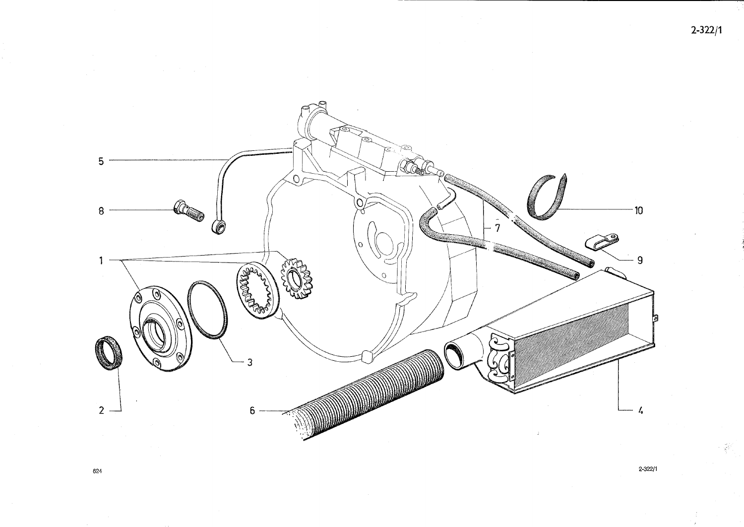2-322/1

5

8

1

3

2

6

10

7

9

4

624

2-322/1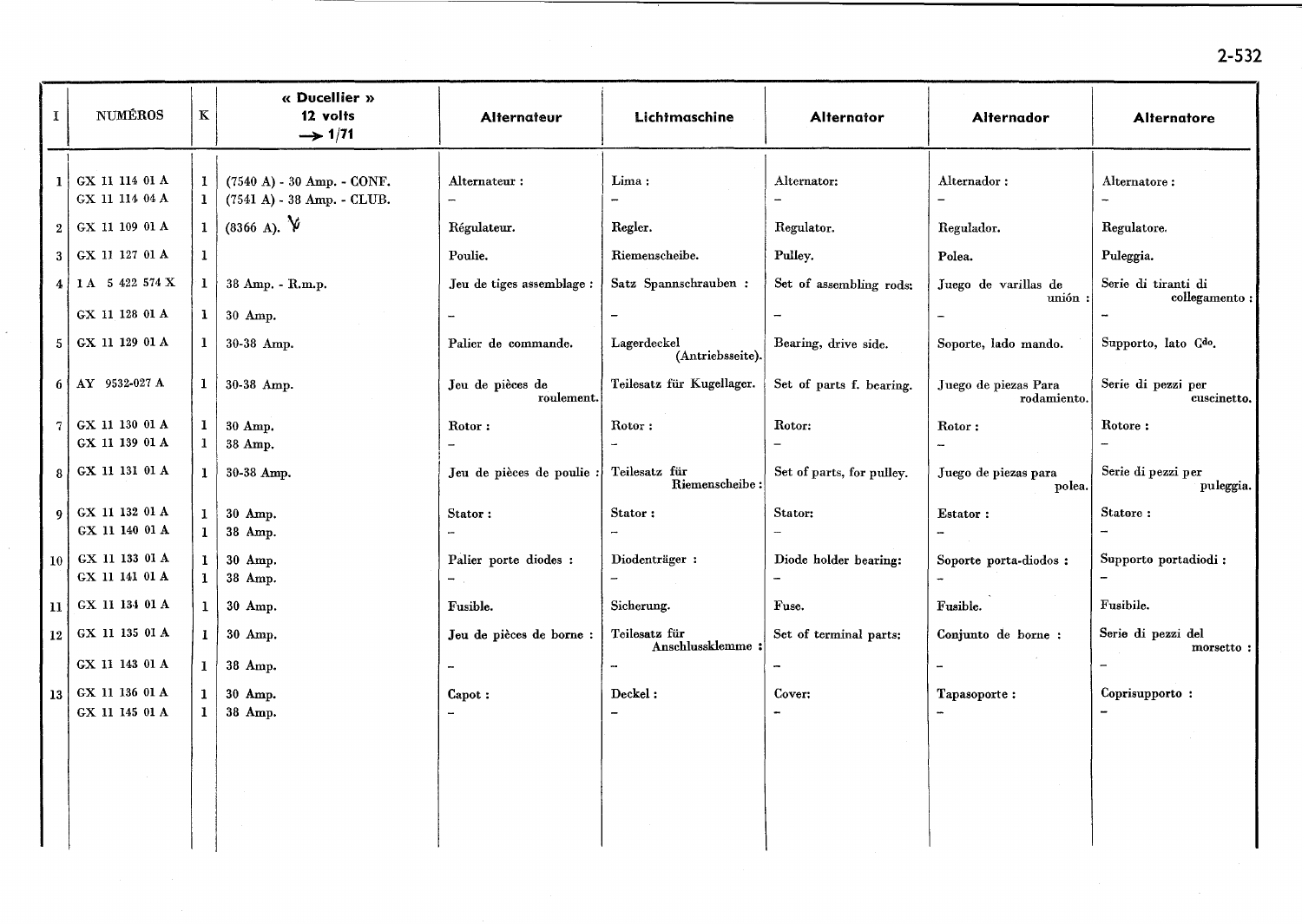| I | NUMÉROS | K | « Ducellier » 12 volts → 1/71 | Alternateur | Lichtmaschine | Alternator | Alternador | Alternatore |
|---|---|---|---|---|---|---|---|---|
| 1 | GX 11 114 01 A | 1 | (7540 A) - 30 Amp. - CONF. | Alternateur : | Lima : | Alternator: | Alternador : | Alternatore : |
| | GX 11 114 04 A | 1 | (7541 A) - 38 Amp. - CLUB. | – | – | – | – | – |
| 2 | GX 11 109 01 A | 1 | (8366 A). | Régulateur. | Regler. | Regulator. | Regulador. | Regulatore. |
| 3 | GX 11 127 01 A | 1 | | Poulie. | Riemenscheibe. | Pulley. | Polea. | Puleggia. |
| 4 | 1 A 5 422 574 X | 1 | 38 Amp. - R.m.p. | Jeu de tiges assemblage : | Satz Spannschrauben : | Set of assembling rods: | Juego de varillas de unión : | Serie di tiranti di collegamento : |
| | GX 11 128 01 A | 1 | 30 Amp. | – | – | – | – | – |
| 5 | GX 11 129 01 A | 1 | 30-38 Amp. | Palier de commande. | Lagerdeckel (Antriebsseite). | Bearing, drive side. | Soporte, lado mando. | Supporto, lato Cdo. |
| 6 | AY 9532-027 A | 1 | 30-38 Amp. | Jeu de pièces de roulement. | Teilesatz für Kugellager. | Set of parts f. bearing. | Juego de piezas Para rodamiento. | Serie di pezzi per cuscinetto. |
| 7 | GX 11 130 01 A | 1 | 30 Amp. | Rotor : | Rotor : | Rotor: | Rotor : | Rotore : |
| | GX 11 139 01 A | 1 | 38 Amp. | – | – | – | – | – |
| 8 | GX 11 131 01 A | 1 | 30-38 Amp. | Jeu de pièces de poulie : | Teilesatz für Riemenscheibe : | Set of parts, for pulley. | Juego de piezas para polea. | Serie di pezzi per puleggia. |
| 9 | GX 11 132 01 A | 1 | 30 Amp. | Stator : | Stator : | Stator: | Estator : | Statore : |
| | GX 11 140 01 A | 1 | 38 Amp. | – | – | – | – | – |
| 10 | GX 11 133 01 A | 1 | 30 Amp. | Palier porte diodes : | Diodenträger : | Diode holder bearing: | Soporte porta-diodos : | Supporto portadiodi : |
| | GX 11 141 01 A | 1 | 38 Amp. | – | – | – | – | – |
| 11 | GX 11 134 01 A | 1 | 30 Amp. | Fusible. | Sicherung. | Fuse. | Fusible. | Fusibile. |
| 12 | GX 11 135 01 A | 1 | 30 Amp. | Jeu de pièces de borne : | Teilesatz für Anschlussklemme : | Set of terminal parts: | Conjunto de borne : | Serie di pezzi del morsetto : |
| | GX 11 143 01 A | 1 | 38 Amp. | – | – | – | – | – |
| 13 | GX 11 136 01 A | 1 | 30 Amp. | Capot : | Deckel : | Cover: | Tapasoporte : | Coprisupporto : |
| | GX 11 145 01 A | 1 | 38 Amp. | – | – | – | – | – |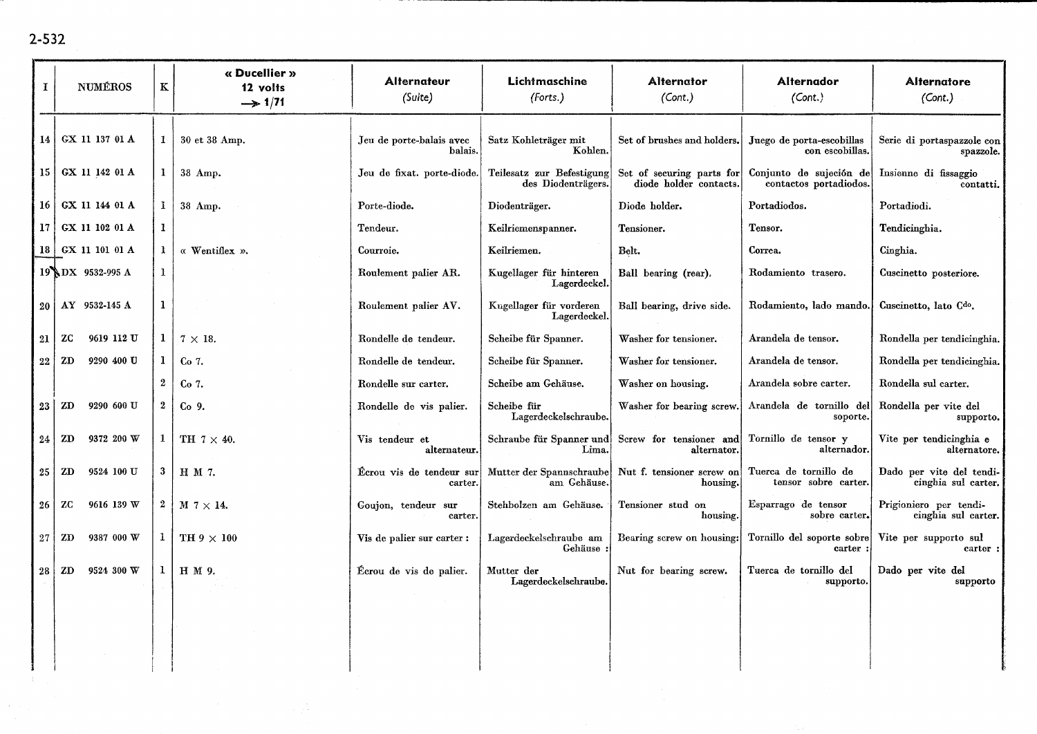| I | NUMÉROS | K | « Ducellier » 12 volts → 1/71 | Alternateur *(Suite)* | Lichtmaschine *(Forts.)* | Alternator *(Cont.)* | Alternador *(Cont.)* | Alternatore *(Cont.)* |
|---|---|---|---|---|---|---|---|---|
| 14 | GX 11 137 01 A | 1 | 30 et 38 Amp. | Jeu de porte-balais avec balais. | Satz Kohleträger mit Kohlen. | Set of brushes and holders. | Juego de porta-escobillas con escobillas. | Serie di portaspazzole con spazzole. |
| 15 | GX 11 142 01 A | 1 | 38 Amp. | Jeu de fixat. porte-diode. | Teilesatz zur Befestigung des Diodenträgers. | Set of securing parts for diode holder contacts. | Conjunto de sujeción de contactos portadiodos. | Insienne di fissaggio contatti. |
| 16 | GX 11 144 01 A | 1 | 38 Amp. | Porte-diode. | Diodenträger. | Diode holder. | Portadiodos. | Portadiodi. |
| 17 | GX 11 102 01 A | 1 | | Tendeur. | Keilriemenspanner. | Tensioner. | Tensor. | Tendicinghia. |
| 18 | GX 11 101 01 A | 1 | « Wentiflex ». | Courroie. | Keilriemen. | Belt. | Correa. | Cinghia. |
| 19 | DX 9532-995 A | 1 | | Roulement palier AR. | Kugellager für hinteren Lagerdeckel. | Ball bearing (rear). | Rodamiento trasero. | Cuscinetto posteriore. |
| 20 | AY 9532-145 A | 1 | | Roulement palier AV. | Kugellager für vorderen Lagerdeckel. | Ball bearing, drive side. | Rodamiento, lado mando. | Cuscinetto, lato Cdo. |
| 21 | ZC 9619 112 U | 1 | 7 × 18. | Rondelle de tendeur. | Scheibe für Spanner. | Washer for tensioner. | Arandela de tensor. | Rondella per tendicinghia. |
| 22 | ZD 9290 400 U | 1 | Co 7. | Rondelle de tendeur. | Scheibe für Spanner. | Washer for tensioner. | Arandela de tensor. | Rondella per tendicinghia. |
| | | 2 | Co 7. | Rondelle sur carter. | Scheibe am Gehäuse. | Washer on housing. | Arandela sobre carter. | Rondella sul carter. |
| 23 | ZD 9290 600 U | 2 | Co 9. | Rondelle de vis palier. | Scheibe für Lagerdeckelschraube. | Washer for bearing screw. | Arandela de tornillo del soporte. | Rondella per vite del supporto. |
| 24 | ZD 9372 200 W | 1 | TH 7 × 40. | Vis tendeur et alternateur. | Schraube für Spanner und Lima. | Screw for tensioner and alternator. | Tornillo de tensor y alternador. | Vite per tendicinghia e alternatore. |
| 25 | ZD 9524 100 U | 3 | H M 7. | Écrou vis de tendeur sur carter. | Mutter der Spannschraube am Gehäuse. | Nut f. tensioner screw on housing. | Tuerca de tornillo de tensor sobre carter. | Dado per vite del tendicinghia sul carter. |
| 26 | ZC 9616 139 W | 2 | M 7 × 14. | Goujon, tendeur sur carter. | Stehbolzen am Gehäuse. | Tensioner stud on housing. | Esparrago de tensor sobre carter. | Prigioniero per tendicinghia sul carter. |
| 27 | ZD 9387 000 W | 1 | TH 9 × 100 | Vis de palier sur carter : | Lagerdeckelschraube am Gehäuse : | Bearing screw on housing: | Tornillo del soporte sobre carter : | Vite per supporto sul carter : |
| 28 | ZD 9524 300 W | 1 | H M 9. | Écrou de vis de palier. | Mutter der Lagerdeckelschraube. | Nut for bearing screw. | Tuerca de tornillo del supporto. | Dado per vite del supporto |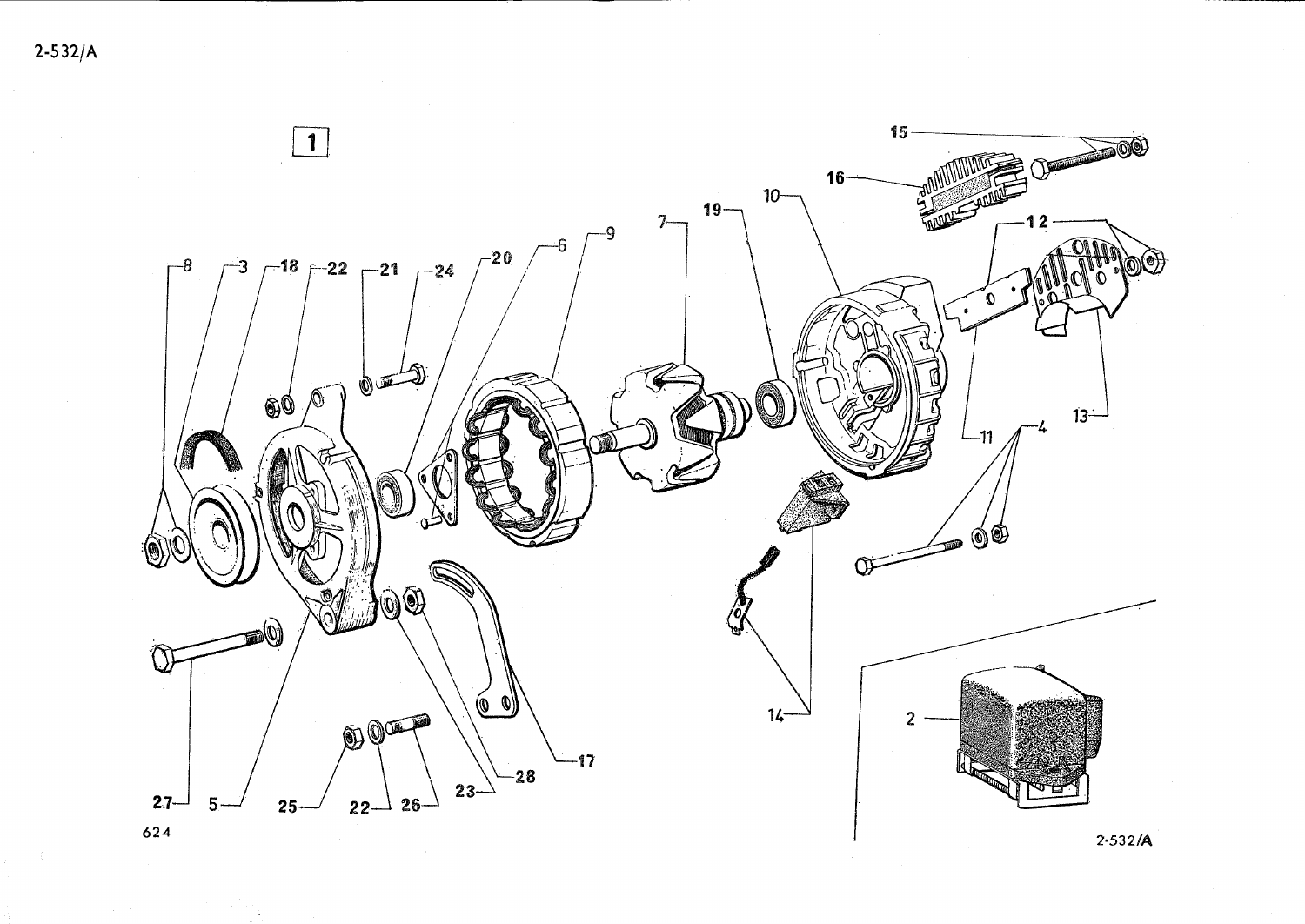2-532/A

1

624

2-532/A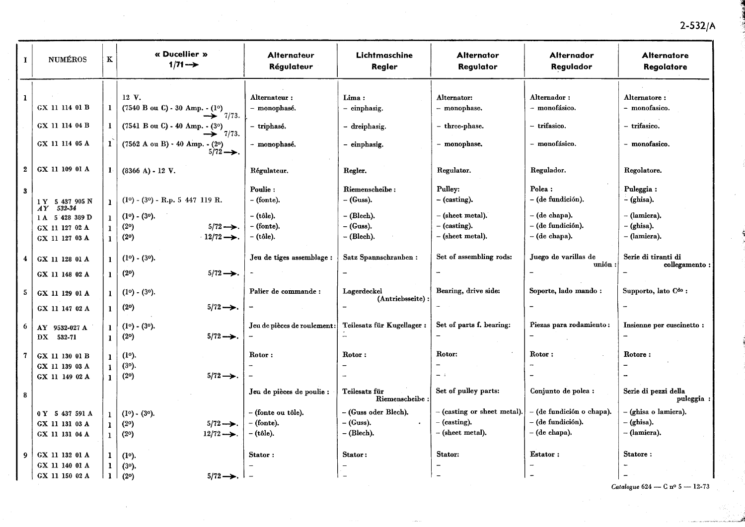| I | NUMÉROS | K | « Ducellier » 1/71 → | Alternateur Régulateur | Lichtmaschine Regler | Alternator Regulator | Alternador Regulador | Alternatore Regolatore |
|---|---|---|---|---|---|---|---|---|
| 1 | | | 12 V. | Alternateur : | Lima : | Alternator: | Alternador : | Alternatore : |
| | GX 11 114 01 B | 1 | (7540 B ou C) - 30 Amp. - (1°) → 7/73. | – monophasé. | – einphasig. | – monophase. | – monofásico. | – monofasico. |
| | GX 11 114 04 B | 1 | (7541 B ou C) - 40 Amp. - (3°) → 7/73. | – triphasé. | – dreiphasig. | – three-phase. | – trifasico. | – trifasico. |
| | GX 11 114 05 A | 1 | (7562 A ou B) - 40 Amp. - (2°) 5/72 →. | – monophasé. | – einphasig. | – monophase. | – monofásico. | – monofasico. |
| 2 | GX 11 109 01 A | 1 | (8366 A) - 12 V. | Régulateur. | Regler. | Regulator. | Regulador. | Regolatore. |
| 3 | | | | Poulie : | Riemenscheibe : | Pulley: | Polea : | Puleggia : |
| | 1 Y 5 437 905 N *AY 532-34* | 1 | (1°) - (3°) - R.p. 5 447 119 R. | – (fonte). | – (Guss). | – (casting). | – (de fundición). | – (ghisa). |
| | 1 A 5 428 389 D | 1 | (1°) - (3°). | – (tôle). | – (Blech). | – (sheet metal). | – (de chapa). | – (lamiera). |
| | GX 11 127 02 A | 1 | (2°) 5/72 →. | – (fonte). | – (Guss). | – (casting). | – (de fundición). | – (ghisa). |
| | GX 11 127 03 A | 1 | (2°) 12/72 →. | – (tôle). | – (Blech). | – (sheet metal). | – (de chapa). | – (lamiera). |
| 4 | GX 11 128 01 A | 1 | (1°) - (3°). | Jeu de tiges assemblage : | Satz Spannschrauben : | Set of assembling rods: | Juego de varillas de unión : | Serie di tiranti di collegamento : |
| | GX 11 148 02 A | 1 | (2°) 5/72 →. | – | – | – | – | – |
| 5 | GX 11 129 01 A | 1 | (1°) - (3°). | Palier de commande : | Lagerdeckel (Antriebsseite) : | Bearing, drive side: | Soporte, lado mando : | Supporto, lato C[do] : |
| | GX 11 147 02 A | 1 | (2°) 5/72 →. | – | – | – | – | – |
| 6 | AY 9532-027 A | 1 | (1°) - (3°). | Jeu de pièces de roulement : | Teilesatz für Kugellager : | Set of parts f. bearing: | Piezas para rodamiento : | Insienne per cuscinetto : |
| | DX 532-71 | 1 | (2°) 5/72 →. | – | – | – | – | – |
| 7 | GX 11 130 01 B | 1 | (1°). | Rotor : | Rotor : | Rotor: | Rotor : | Rotore : |
| | GX 11 139 03 A | 1 | (3°). | – | – | – | – | – |
| | GX 11 149 02 A | 1 | (2°) 5/72 →. | – | – | – | – | – |
| 8 | | | | Jeu de pièces de poulie : | Teilesatz für Riemenscheibe : | Set of pulley parts: | Conjunto de polea : | Serie di pezzi della puleggia : |
| | 0 Y 5 437 591 A | 1 | (1°) - (3°). | – (fonte ou tôle). | – (Guss oder Blech). | – (casting or sheet metal). | – (de fundición o chapa). | – (ghisa o lamiera). |
| | GX 11 131 03 A | 1 | (2°) 5/72 →. | – (fonte). | – (Guss). | – (casting). | – (de fundición). | – (ghisa). |
| | GX 11 131 04 A | 1 | (2°) 12/72 →. | – (tôle). | – (Blech). | – (sheet metal). | – (de chapa). | – (lamiera). |
| 9 | GX 11 132 01 A | 1 | (1°). | Stator : | Stator : | Stator: | Estator : | Statore : |
| | GX 11 140 01 A | 1 | (3°). | – | – | – | – | – |
| | GX 11 150 02 A | 1 | (2°) 5/72 →. | – | – | – | – | – |

*Catalogue* 624 — C n° 5 — 12-73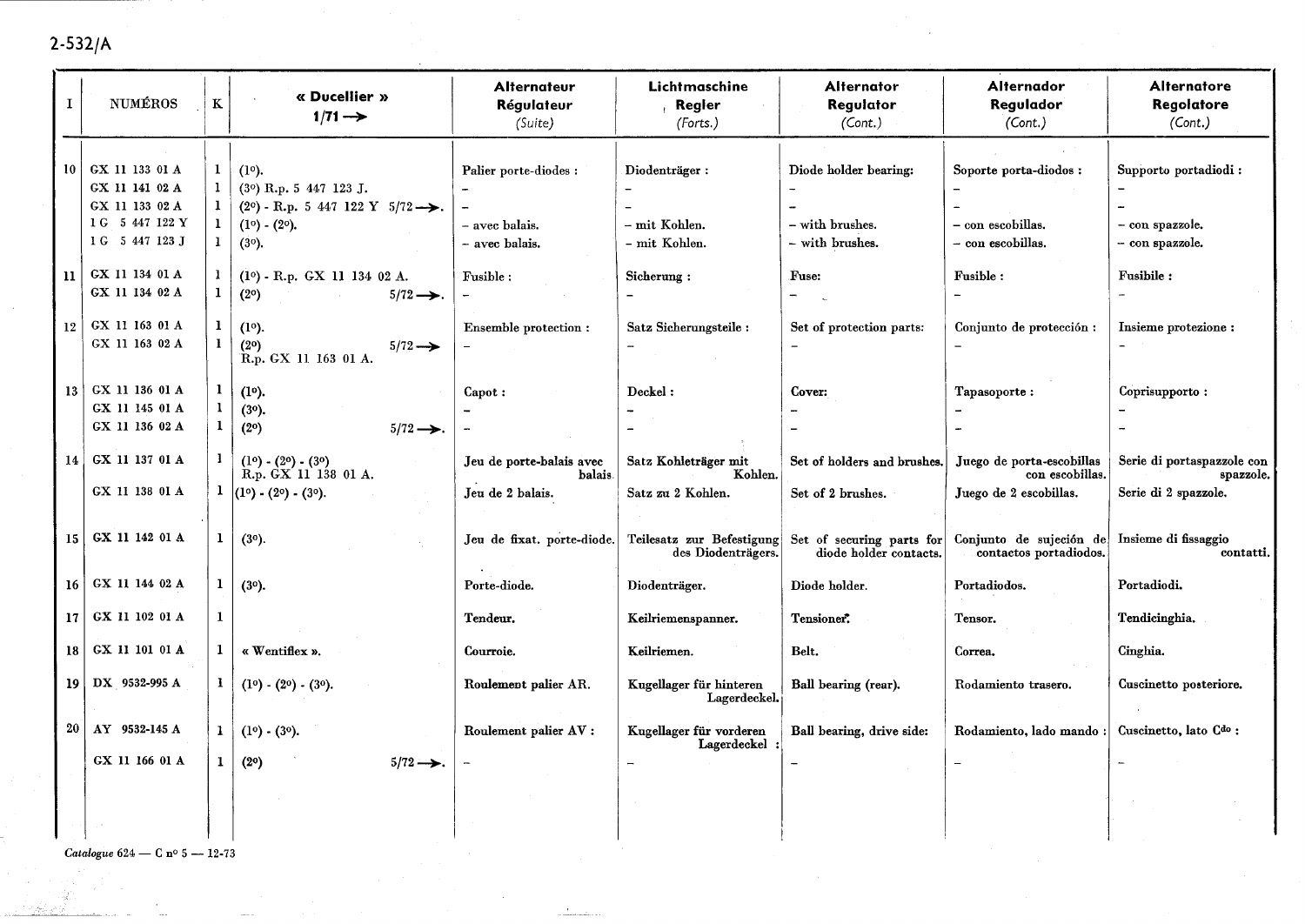| I | NUMÉROS | K | « Ducellier » 1/71 → | Alternateur Régulateur (Suite) | Lichtmaschine Regler (Forts.) | Alternator Regulator (Cont.) | Alternador Regulador (Cont.) | Alternatore Regolatore (Cont.) |
|---|---|---|---|---|---|---|---|---|
| 10 | GX 11 133 01 A | 1 | (1°). | Palier porte-diodes : | Diodenträger : | Diode holder bearing: | Soporte porta-diodos : | Supporto portadiodi : |
| | GX 11 141 02 A | 1 | (3°) R.p. 5 447 123 J. | – | – | – | – | – |
| | GX 11 133 02 A | 1 | (2°) - R.p. 5 447 122 Y 5/72 →. | – | – | – | – | – |
| | 1 G 5 447 122 Y | 1 | (1°) - (2°). | – avec balais. | – mit Kohlen. | – with brushes. | – con escobillas. | – con spazzole. |
| | 1 G 5 447 123 J | 1 | (3°). | – avec balais. | – mit Kohlen. | – with brushes. | – con escobillas. | – con spazzole. |
| 11 | GX 11 134 01 A | 1 | (1°) - R.p. GX 11 134 02 A. | Fusible : | Sicherung : | Fuse: | Fusible : | Fusibile : |
| | GX 11 134 02 A | 1 | (2°) 5/72 →. | – | – | – | – | – |
| 12 | GX 11 163 01 A | 1 | (1°). | Ensemble protection : | Satz Sicherungsteile : | Set of protection parts: | Conjunto de protección : | Insieme protezione : |
| | GX 11 163 02 A | 1 | (2°) 5/72 → R.p. GX 11 163 01 A. | – | – | – | – | – |
| 13 | GX 11 136 01 A | 1 | (1°). | Capot : | Deckel : | Cover: | Tapasoporte : | Coprisupporto : |
| | GX 11 145 01 A | 1 | (3°). | – | – | – | – | – |
| | GX 11 136 02 A | 1 | (2°) 5/72 →. | – | – | – | – | – |
| 14 | GX 11 137 01 A | 1 | (1°) - (2°) - (3°) R.p. GX 11 138 01 A. | Jeu de porte-balais avec balais. | Satz Kohleträger mit Kohlen. | Set of holders and brushes. | Juego de porta-escobillas con escobillas. | Serie di portaspazzole con spazzole. |
| | GX 11 138 01 A | 1 | (1°) - (2°) - (3°). | Jeu de 2 balais. | Satz zu 2 Kohlen. | Set of 2 brushes. | Juego de 2 escobillas. | Serie di 2 spazzole. |
| 15 | GX 11 142 01 A | 1 | (3°). | Jeu de fixat. porte-diode. | Teilesatz zur Befestigung des Diodenträgers. | Set of securing parts for diode holder contacts. | Conjunto de sujeción de contactos portadiodos. | Insieme di fissaggio contatti. |
| 16 | GX 11 144 02 A | 1 | (3°). | Porte-diode. | Diodenträger. | Diode holder. | Portadiodos. | Portadiodi. |
| 17 | GX 11 102 01 A | 1 | | Tendeur. | Keilriemenspanner. | Tensioner. | Tensor. | Tendicinghia. |
| 18 | GX 11 101 01 A | 1 | « Wentiflex ». | Courroie. | Keilriemen. | Belt. | Correa. | Cinghia. |
| 19 | DX 9532-995 A | 1 | (1°) - (2°) - (3°). | Roulement palier AR. | Kugellager für hinteren Lagerdeckel. | Ball bearing (rear). | Rodamiento trasero. | Cuscinetto posteriore. |
| 20 | AY 9532-145 A | 1 | (1°) - (3°). | Roulement palier AV : | Kugellager für vorderen Lagerdeckel : | Ball bearing, drive side: | Rodamiento, lado mando : | Cuscinetto, lato Cdo : |
| | GX 11 166 01 A | 1 | (2°) 5/72 →. | – | – | – | – | – |

*Catalogue 624 — C n° 5 — 12-73*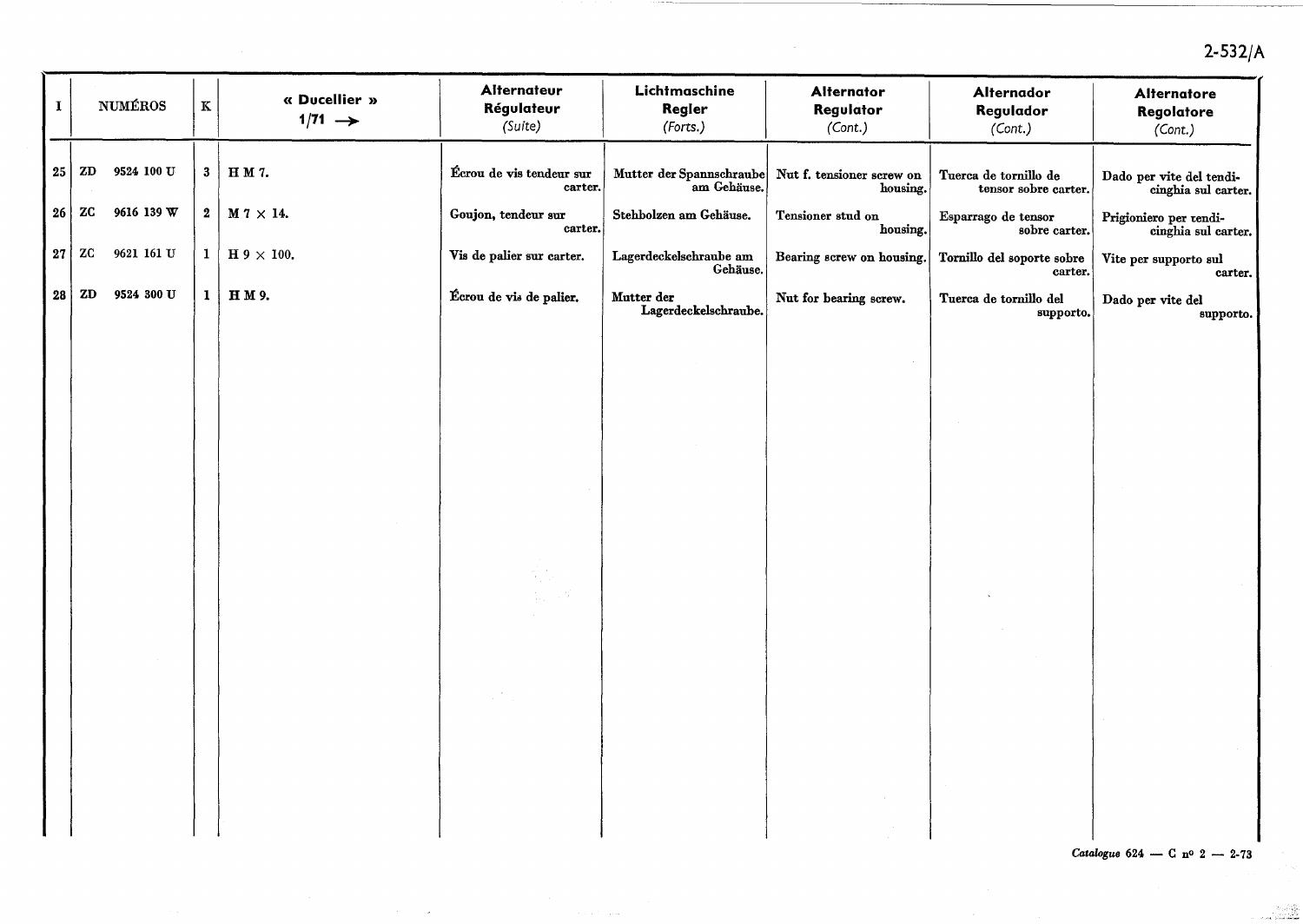| I | NUMÉROS | K | « Ducellier » 1/71 → | **Alternateur Régulateur** *(Suite)* | **Lichtmaschine Regler** *(Forts.)* | **Alternator Regulator** *(Cont.)* | **Alternador Regulador** *(Cont.)* | **Alternatore Regolatore** *(Cont.)* |
|---|---|---|---|---|---|---|---|---|
| 25 | ZD 9524 100 U | 3 | H M 7. | Écrou de vis tendeur sur carter. | Mutter der Spannschraube am Gehäuse. | Nut f. tensioner screw on housing. | Tuerca de tornillo de tensor sobre carter. | Dado per vite del tendicinghia sul carter. |
| 26 | ZC 9616 139 W | 2 | M 7 × 14. | Goujon, tendeur sur carter. | Stehbolzen am Gehäuse. | Tensioner stud on housing. | Esparrago de tensor sobre carter. | Prigioniero per tendicinghia sul carter. |
| 27 | ZC 9621 161 U | 1 | H 9 × 100. | Vis de palier sur carter. | Lagerdeckelschraube am Gehäuse. | Bearing screw on housing. | Tornillo del soporte sobre carter. | Vite per supporto sul carter. |
| 28 | ZD 9524 300 U | 1 | H M 9. | Écrou de vis de palier. | Mutter der Lagerdeckelschraube. | Nut for bearing screw. | Tuerca de tornillo del supporto. | Dado per vite del supporto. |